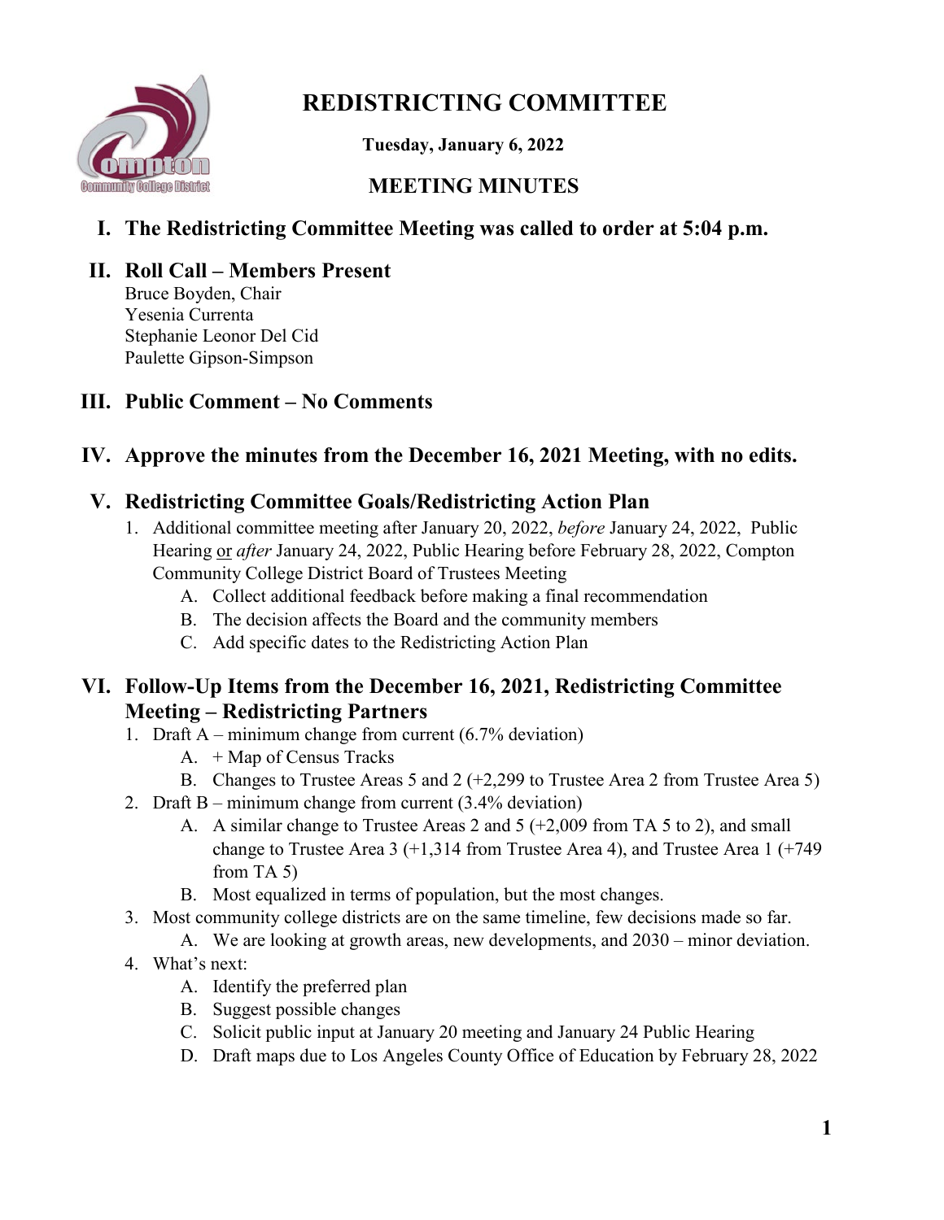# REDISTRICTING COMMITTEE

**Tuesday, January 6, 2022**

## MEETING MINUTES

## I. The Redistricting Committee Meeting was called to order at 5:04 p.m.

## II. Roll Call – Members Present

Bruce Boyden, Chair
Yesenia Currenta
Stephanie Leonor Del Cid
Paulette Gipson-Simpson

## III. Public Comment – No Comments

## IV. Approve the minutes from the December 16, 2021 Meeting, with no edits.

## V. Redistricting Committee Goals/Redistricting Action Plan

1. Additional committee meeting after January 20, 2022, *before* January 24, 2022, Public Hearing <u>or</u> *after* January 24, 2022, Public Hearing before February 28, 2022, Compton Community College District Board of Trustees Meeting
   A. Collect additional feedback before making a final recommendation
   B. The decision affects the Board and the community members
   C. Add specific dates to the Redistricting Action Plan

## VI. Follow-Up Items from the December 16, 2021, Redistricting Committee Meeting – Redistricting Partners

1. Draft A – minimum change from current (6.7% deviation)
   A. + Map of Census Tracks
   B. Changes to Trustee Areas 5 and 2 (+2,299 to Trustee Area 2 from Trustee Area 5)
2. Draft B – minimum change from current (3.4% deviation)
   A. A similar change to Trustee Areas 2 and 5 (+2,009 from TA 5 to 2), and small change to Trustee Area 3 (+1,314 from Trustee Area 4), and Trustee Area 1 (+749 from TA 5)
   B. Most equalized in terms of population, but the most changes.
3. Most community college districts are on the same timeline, few decisions made so far.
   A. We are looking at growth areas, new developments, and 2030 – minor deviation.
4. What's next:
   A. Identify the preferred plan
   B. Suggest possible changes
   C. Solicit public input at January 20 meeting and January 24 Public Hearing
   D. Draft maps due to Los Angeles County Office of Education by February 28, 2022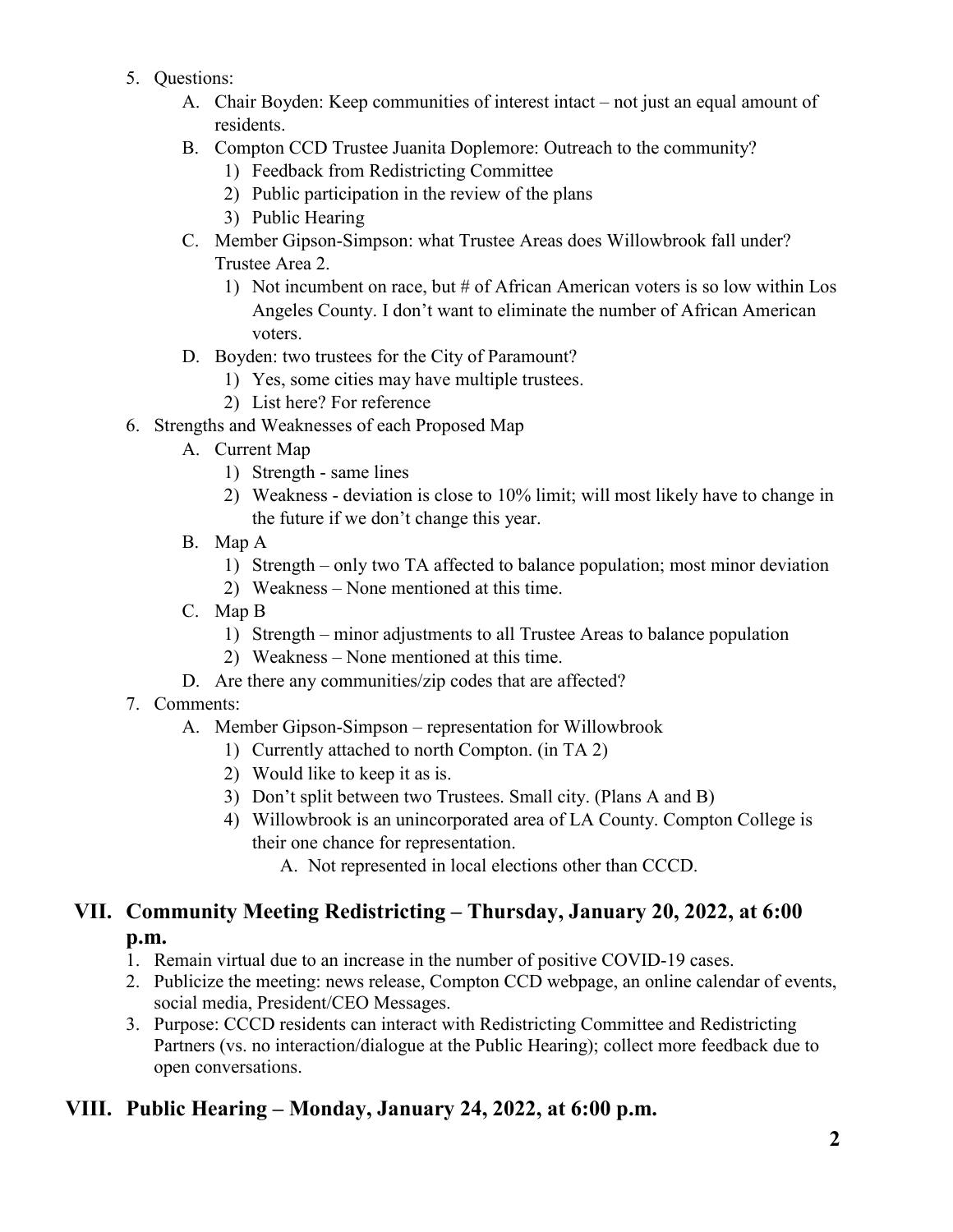5. Questions:
    A. Chair Boyden: Keep communities of interest intact – not just an equal amount of residents.
    B. Compton CCD Trustee Juanita Doplemore: Outreach to the community?
        1) Feedback from Redistricting Committee
        2) Public participation in the review of the plans
        3) Public Hearing
    C. Member Gipson-Simpson: what Trustee Areas does Willowbrook fall under? Trustee Area 2.
        1) Not incumbent on race, but # of African American voters is so low within Los Angeles County. I don't want to eliminate the number of African American voters.
    D. Boyden: two trustees for the City of Paramount?
        1) Yes, some cities may have multiple trustees.
        2) List here? For reference
6. Strengths and Weaknesses of each Proposed Map
    A. Current Map
        1) Strength - same lines
        2) Weakness - deviation is close to 10% limit; will most likely have to change in the future if we don't change this year.
    B. Map A
        1) Strength – only two TA affected to balance population; most minor deviation
        2) Weakness – None mentioned at this time.
    C. Map B
        1) Strength – minor adjustments to all Trustee Areas to balance population
        2) Weakness – None mentioned at this time.
    D. Are there any communities/zip codes that are affected?
7. Comments:
    A. Member Gipson-Simpson – representation for Willowbrook
        1) Currently attached to north Compton. (in TA 2)
        2) Would like to keep it as is.
        3) Don't split between two Trustees. Small city. (Plans A and B)
        4) Willowbrook is an unincorporated area of LA County. Compton College is their one chance for representation.
            A. Not represented in local elections other than CCCD.

## VII. Community Meeting Redistricting – Thursday, January 20, 2022, at 6:00 p.m.

1. Remain virtual due to an increase in the number of positive COVID-19 cases.
2. Publicize the meeting: news release, Compton CCD webpage, an online calendar of events, social media, President/CEO Messages.
3. Purpose: CCCD residents can interact with Redistricting Committee and Redistricting Partners (vs. no interaction/dialogue at the Public Hearing); collect more feedback due to open conversations.

## VIII. Public Hearing – Monday, January 24, 2022, at 6:00 p.m.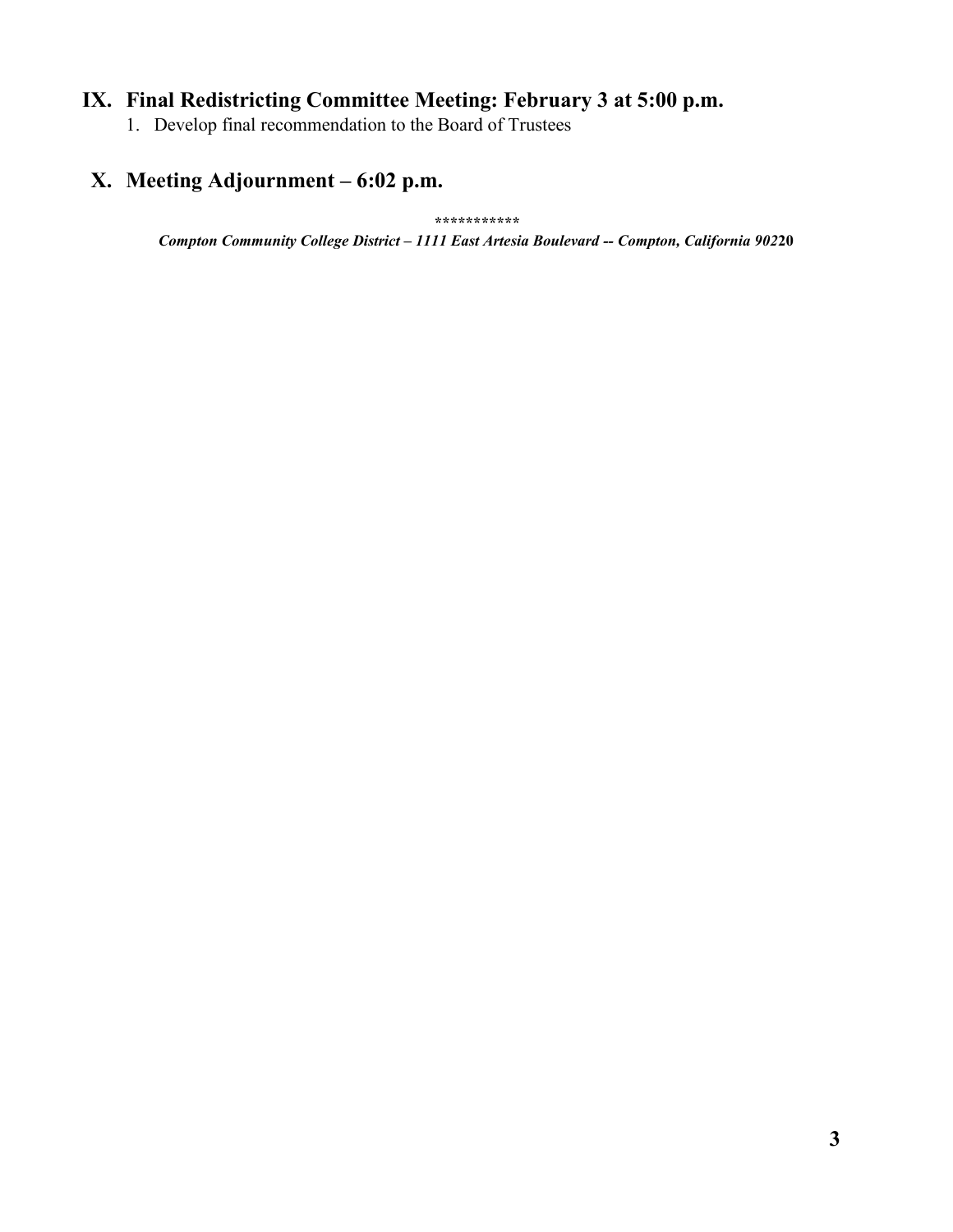## IX. Final Redistricting Committee Meeting: February 3 at 5:00 p.m.

1. Develop final recommendation to the Board of Trustees

## X. Meeting Adjournment – 6:02 p.m.

***********

***Compton Community College District – 1111 East Artesia Boulevard -- Compton, California 90220***